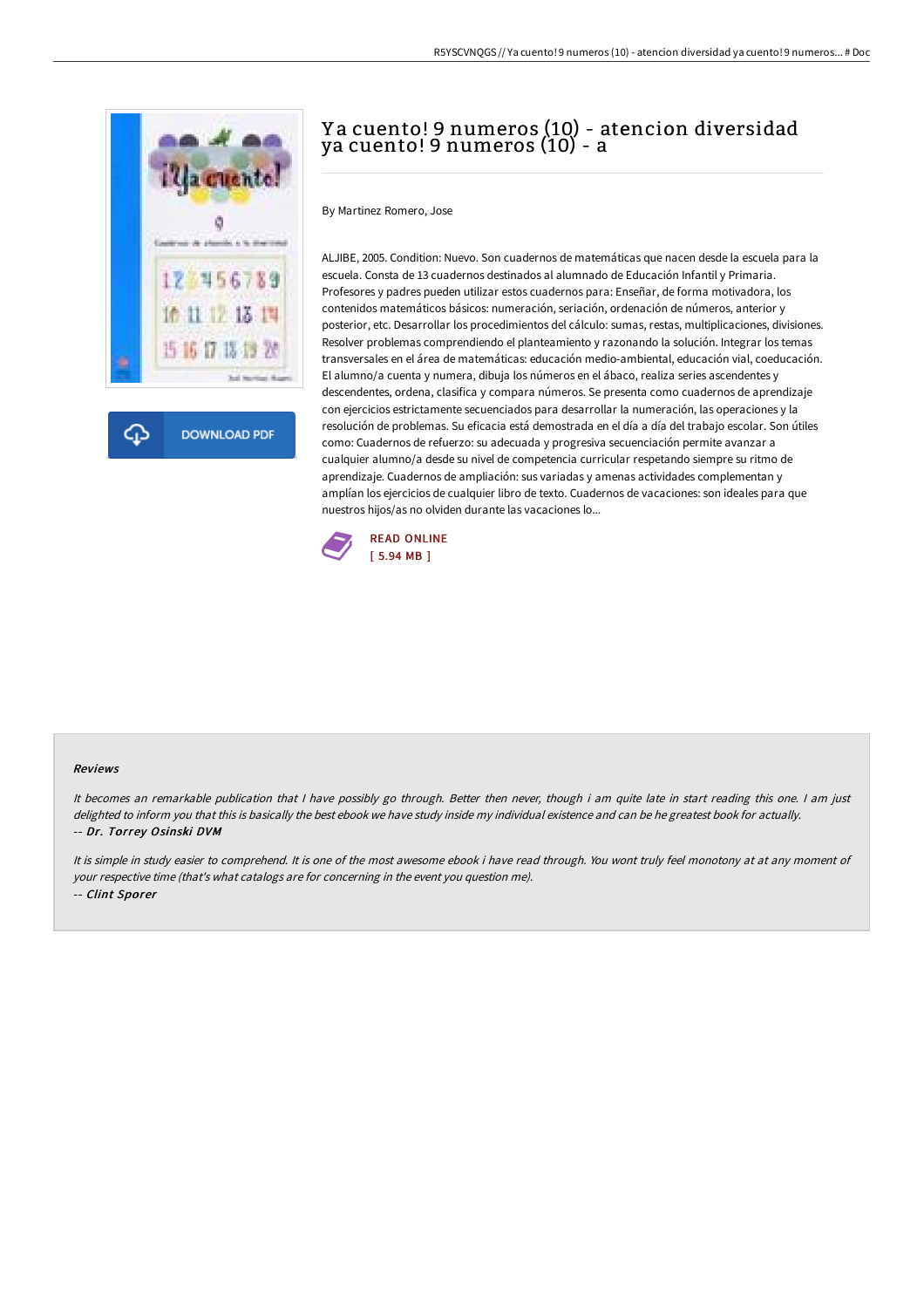# Ya cuento! 9 numeros (10) - atencion diversidad ya cuento! 9 numeros (10) - a

By Martinez Romero, Jose

ALJIBE, 2005. Condition: Nuevo. Son cuadernos de matemáticas que nacen desde la escuela para la escuela. Consta de 13 cuadernos destinados al alumnado de Educación Infantil y Primaria. Profesores y padres pueden utilizar estos cuadernos para: Enseñar, de forma motivadora, los contenidos matemáticos básicos: numeración, seriación, ordenación de números, anterior y posterior, etc. Desarrollar los procedimientos del cálculo: sumas, restas, multiplicaciones, divisiones. Resolver problemas comprendiendo el planteamiento y razonando la solución. Integrar los temas transversales en el área de matemáticas: educación medio-ambiental, educación vial, coeducación. El alumno/a cuenta y numera, dibuja los números en el ábaco, realiza series ascendentes y descendentes, ordena, clasifica y compara números. Se presenta como cuadernos de aprendizaje con ejercicios estrictamente secuenciados para desarrollar la numeración, las operaciones y la resolución de problemas. Su eficacia está demostrada en el día a día del trabajo escolar. Son útiles como: Cuadernos de refuerzo: su adecuada y progresiva secuenciación permite avanzar a cualquier alumno/a desde su nivel de competencia curricular respetando siempre su ritmo de aprendizaje. Cuadernos de ampliación: sus variadas y amenas actividades complementan y amplían los ejercicios de cualquier libro de texto. Cuadernos de vacaciones: son ideales para que nuestros hijos/as no olviden durante las vacaciones lo...

READ ONLINE
[ 5.94 MB ]

#### Reviews

*It becomes an remarkable publication that I have possibly go through. Better then never, though i am quite late in start reading this one. I am just delighted to inform you that this is basically the best ebook we have study inside my individual existence and can be he greatest book for actually.*
-- *Dr. Torrey Osinski DVM*

*It is simple in study easier to comprehend. It is one of the most awesome ebook i have read through. You wont truly feel monotony at at any moment of your respective time (that's what catalogs are for concerning in the event you question me).*
-- *Clint Sporer*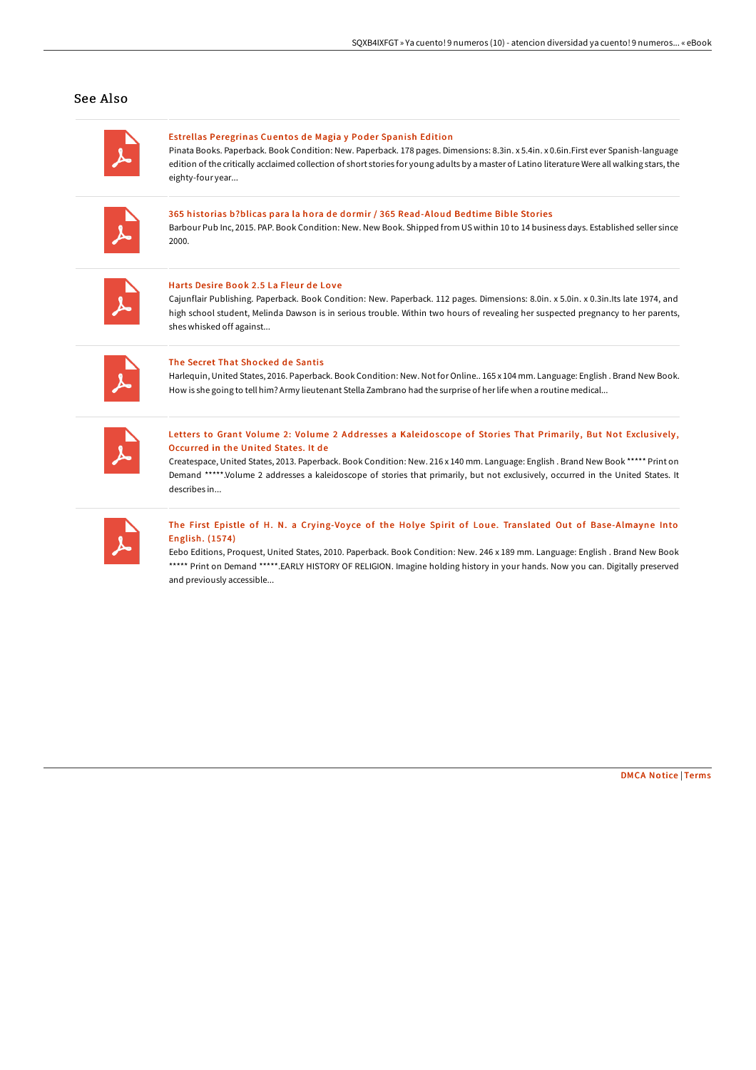## See Also

### Estrellas Peregrinas Cuentos de Magia y Poder Spanish Edition

Pinata Books. Paperback. Book Condition: New. Paperback. 178 pages. Dimensions: 8.3in. x 5.4in. x 0.6in.First ever Spanish-language edition of the critically acclaimed collection of short stories for young adults by a master of Latino literature Were all walking stars, the eighty-four year...

### 365 historias b?blicas para la hora de dormir / 365 Read-Aloud Bedtime Bible Stories

Barbour Pub Inc, 2015. PAP. Book Condition: New. New Book. Shipped from US within 10 to 14 business days. Established seller since 2000.

### Harts Desire Book 2.5 La Fleur de Love

Cajunflair Publishing. Paperback. Book Condition: New. Paperback. 112 pages. Dimensions: 8.0in. x 5.0in. x 0.3in.Its late 1974, and high school student, Melinda Dawson is in serious trouble. Within two hours of revealing her suspected pregnancy to her parents, shes whisked off against...

### The Secret That Shocked de Santis

Harlequin, United States, 2016. Paperback. Book Condition: New. Not for Online.. 165 x 104 mm. Language: English . Brand New Book. How is she going to tell him? Army lieutenant Stella Zambrano had the surprise of her life when a routine medical...

### Letters to Grant Volume 2: Volume 2 Addresses a Kaleidoscope of Stories That Primarily, But Not Exclusively, Occurred in the United States. It de

Createspace, United States, 2013. Paperback. Book Condition: New. 216 x 140 mm. Language: English . Brand New Book ***** Print on Demand *****.Volume 2 addresses a kaleidoscope of stories that primarily, but not exclusively, occurred in the United States. It describes in...

### The First Epistle of H. N. a Crying-Voyce of the Holye Spirit of Loue. Translated Out of Base-Almayne Into English. (1574)

Eebo Editions, Proquest, United States, 2010. Paperback. Book Condition: New. 246 x 189 mm. Language: English . Brand New Book ***** Print on Demand *****.EARLY HISTORY OF RELIGION. Imagine holding history in your hands. Now you can. Digitally preserved and previously accessible...

DMCA Notice | Terms